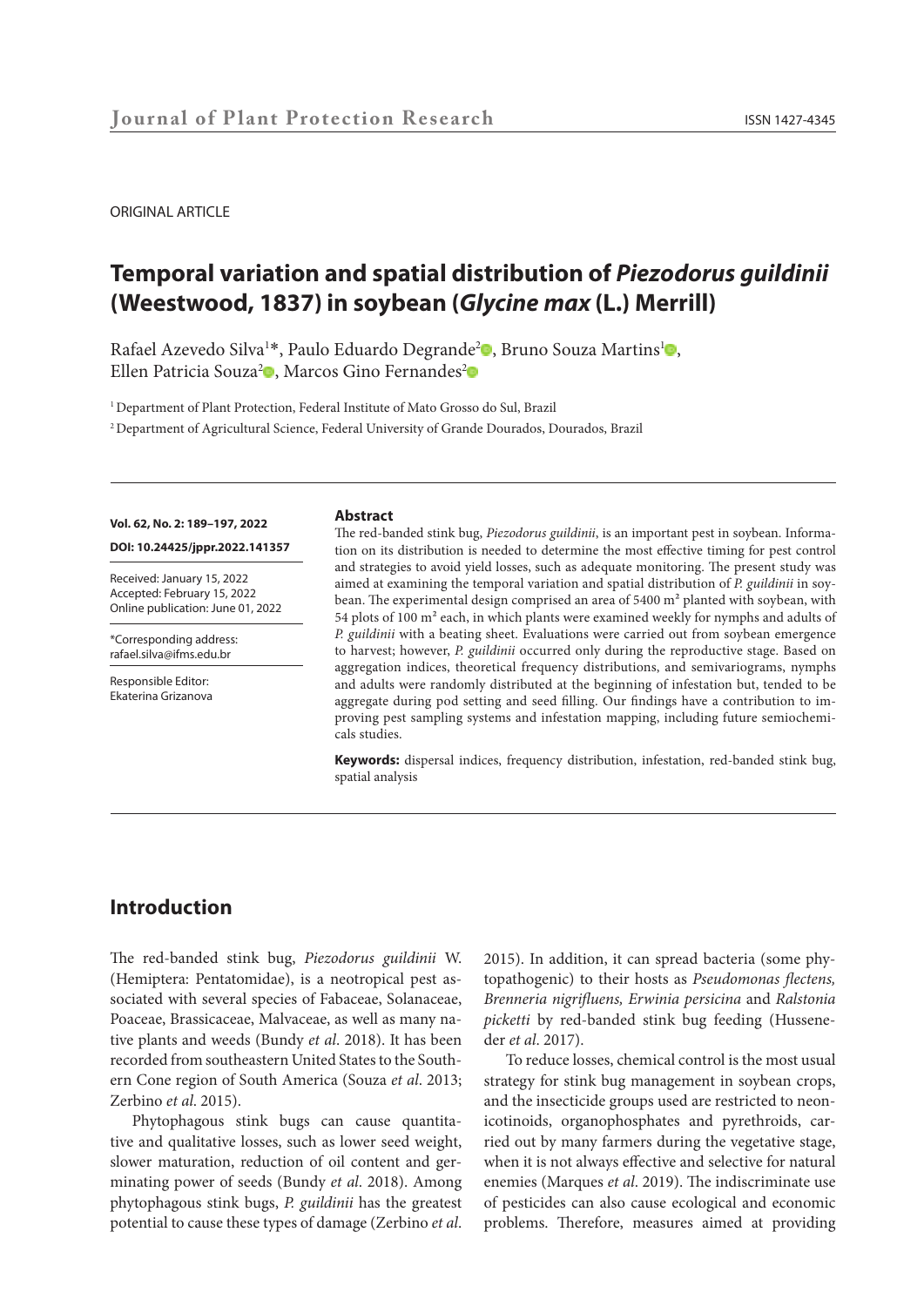ORIGINAL ARTICLE

# Temporal variation and spatial distribution of *Piezodorus guildinii* (Weestwood, 1837) in soybean (*Glycine max* (L.) Merrill)

Rafael Azevedo Silva[1]*, Paulo Eduardo Degrande[2], Bruno Souza Martins[1], Ellen Patricia Souza[2], Marcos Gino Fernandes[2]

[1] Department of Plant Protection, Federal Institute of Mato Grosso do Sul, Brazil

[2] Department of Agricultural Science, Federal University of Grande Dourados, Dourados, Brazil

**Vol. 62, No. 2: 189–197, 2022**

**DOI: 10.24425/jppr.2022.141357**

Received: January 15, 2022
Accepted: February 15, 2022
Online publication: June 01, 2022

*Corresponding address:
rafael.silva@ifms.edu.br

Responsible Editor:
Ekaterina Grizanova

**Abstract**

The red-banded stink bug, *Piezodorus guildinii*, is an important pest in soybean. Information on its distribution is needed to determine the most effective timing for pest control and strategies to avoid yield losses, such as adequate monitoring. The present study was aimed at examining the temporal variation and spatial distribution of *P. guildinii* in soybean. The experimental design comprised an area of 5400 m² planted with soybean, with 54 plots of 100 m² each, in which plants were examined weekly for nymphs and adults of *P. guildinii* with a beating sheet. Evaluations were carried out from soybean emergence to harvest; however, *P. guildinii* occurred only during the reproductive stage. Based on aggregation indices, theoretical frequency distributions, and semivariograms, nymphs and adults were randomly distributed at the beginning of infestation but, tended to be aggregate during pod setting and seed filling. Our findings have a contribution to improving pest sampling systems and infestation mapping, including future semiochemicals studies.

**Keywords:** dispersal indices, frequency distribution, infestation, red-banded stink bug, spatial analysis

## Introduction

The red-banded stink bug, *Piezodorus guildinii* W. (Hemiptera: Pentatomidae), is a neotropical pest associated with several species of Fabaceae, Solanaceae, Poaceae, Brassicaceae, Malvaceae, as well as many native plants and weeds (Bundy *et al*. 2018). It has been recorded from southeastern United States to the Southern Cone region of South America (Souza *et al*. 2013; Zerbino *et al*. 2015).

Phytophagous stink bugs can cause quantitative and qualitative losses, such as lower seed weight, slower maturation, reduction of oil content and germinating power of seeds (Bundy *et al*. 2018). Among phytophagous stink bugs, *P. guildinii* has the greatest potential to cause these types of damage (Zerbino *et al*. 2015). In addition, it can spread bacteria (some phytopathogenic) to their hosts as *Pseudomonas flectens, Brenneria nigrifluens, Erwinia persicina* and *Ralstonia picketti* by red-banded stink bug feeding (Husseneder *et al*. 2017).

To reduce losses, chemical control is the most usual strategy for stink bug management in soybean crops, and the insecticide groups used are restricted to neonicotinoids, organophosphates and pyrethroids, carried out by many farmers during the vegetative stage, when it is not always effective and selective for natural enemies (Marques *et al*. 2019). The indiscriminate use of pesticides can also cause ecological and economic problems. Therefore, measures aimed at providing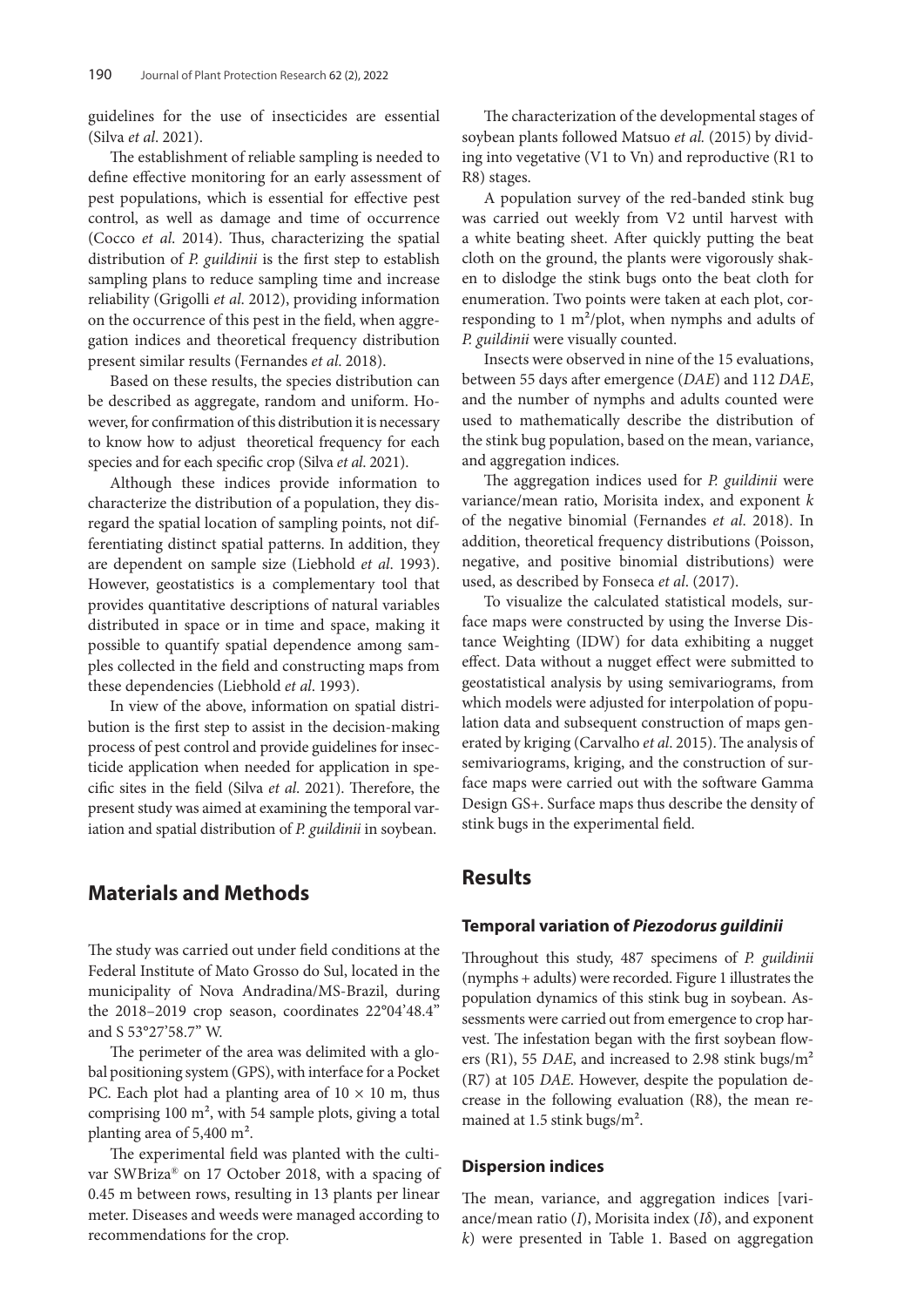guidelines for the use of insecticides are essential (Silva *et al*. 2021).

The establishment of reliable sampling is needed to define effective monitoring for an early assessment of pest populations, which is essential for effective pest control, as well as damage and time of occurrence (Cocco *et al*. 2014). Thus, characterizing the spatial distribution of *P. guildinii* is the first step to establish sampling plans to reduce sampling time and increase reliability (Grigolli *et al*. 2012), providing information on the occurrence of this pest in the field, when aggregation indices and theoretical frequency distribution present similar results (Fernandes *et al*. 2018).

Based on these results, the species distribution can be described as aggregate, random and uniform. However, for confirmation of this distribution it is necessary to know how to adjust theoretical frequency for each species and for each specific crop (Silva *et al*. 2021).

Although these indices provide information to characterize the distribution of a population, they disregard the spatial location of sampling points, not differentiating distinct spatial patterns. In addition, they are dependent on sample size (Liebhold *et al*. 1993). However, geostatistics is a complementary tool that provides quantitative descriptions of natural variables distributed in space or in time and space, making it possible to quantify spatial dependence among samples collected in the field and constructing maps from these dependencies (Liebhold *et al*. 1993).

In view of the above, information on spatial distribution is the first step to assist in the decision-making process of pest control and provide guidelines for insecticide application when needed for application in specific sites in the field (Silva *et al*. 2021). Therefore, the present study was aimed at examining the temporal variation and spatial distribution of *P. guildinii* in soybean.

## Materials and Methods

The study was carried out under field conditions at the Federal Institute of Mato Grosso do Sul, located in the municipality of Nova Andradina/MS-Brazil, during the 2018–2019 crop season, coordinates 22°04'48.4" and S 53°27'58.7" W.

The perimeter of the area was delimited with a global positioning system (GPS), with interface for a Pocket PC. Each plot had a planting area of $10 \times 10$ m, thus comprising 100 m², with 54 sample plots, giving a total planting area of 5,400 m².

The experimental field was planted with the cultivar SWBriza® on 17 October 2018, with a spacing of 0.45 m between rows, resulting in 13 plants per linear meter. Diseases and weeds were managed according to recommendations for the crop.

The characterization of the developmental stages of soybean plants followed Matsuo *et al.* (2015) by dividing into vegetative (V1 to Vn) and reproductive (R1 to R8) stages.

A population survey of the red-banded stink bug was carried out weekly from V2 until harvest with a white beating sheet. After quickly putting the beat cloth on the ground, the plants were vigorously shaken to dislodge the stink bugs onto the beat cloth for enumeration. Two points were taken at each plot, corresponding to 1 m²/plot, when nymphs and adults of *P. guildinii* were visually counted.

Insects were observed in nine of the 15 evaluations, between 55 days after emergence (*DAE*) and 112 *DAE*, and the number of nymphs and adults counted were used to mathematically describe the distribution of the stink bug population, based on the mean, variance, and aggregation indices.

The aggregation indices used for *P. guildinii* were variance/mean ratio, Morisita index, and exponent *k* of the negative binomial (Fernandes *et al*. 2018). In addition, theoretical frequency distributions (Poisson, negative, and positive binomial distributions) were used, as described by Fonseca *et al*. (2017).

To visualize the calculated statistical models, surface maps were constructed by using the Inverse Distance Weighting (IDW) for data exhibiting a nugget effect. Data without a nugget effect were submitted to geostatistical analysis by using semivariograms, from which models were adjusted for interpolation of population data and subsequent construction of maps generated by kriging (Carvalho *et al*. 2015). The analysis of semivariograms, kriging, and the construction of surface maps were carried out with the software Gamma Design GS+. Surface maps thus describe the density of stink bugs in the experimental field.

## Results

### Temporal variation of *Piezodorus guildinii*

Throughout this study, 487 specimens of *P. guildinii* (nymphs + adults) were recorded. Figure 1 illustrates the population dynamics of this stink bug in soybean. Assessments were carried out from emergence to crop harvest. The infestation began with the first soybean flowers (R1), 55 *DAE*, and increased to 2.98 stink bugs/m² (R7) at 105 *DAE*. However, despite the population decrease in the following evaluation (R8), the mean remained at 1.5 stink bugs/m².

### Dispersion indices

The mean, variance, and aggregation indices [variance/mean ratio (*I*), Morisita index (*Iδ*), and exponent *k*) were presented in Table 1. Based on aggregation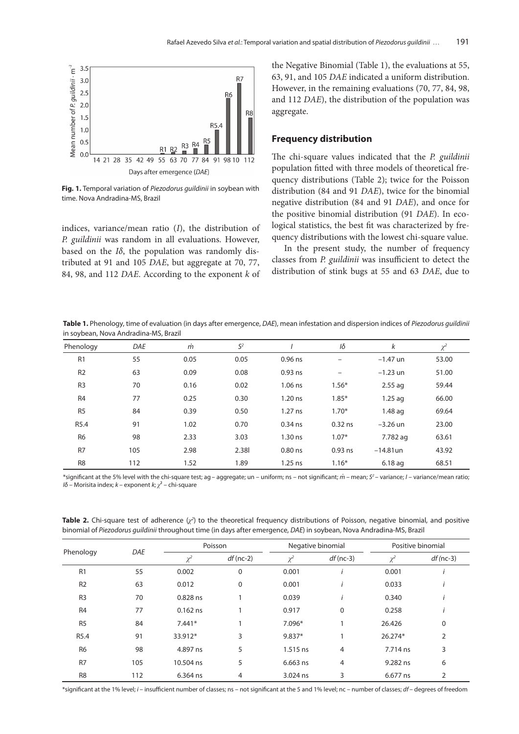Fig. 1. Temporal variation of *Piezodorus guildinii* in soybean with time. Nova Andradina-MS, Brazil

indices, variance/mean ratio (*I*), the distribution of *P. guildinii* was random in all evaluations. However, based on the *Iδ*, the population was randomly distributed at 91 and 105 *DAE*, but aggregate at 70, 77, 84, 98, and 112 *DAE*. According to the exponent *k* of the Negative Binomial (Table 1), the evaluations at 55, 63, 91, and 105 *DAE* indicated a uniform distribution. However, in the remaining evaluations (70, 77, 84, 98, and 112 *DAE*), the distribution of the population was aggregate.

## Frequency distribution

The chi-square values indicated that the *P. guildinii* population fitted with three models of theoretical frequency distributions (Table 2); twice for the Poisson distribution (84 and 91 *DAE*), twice for the binomial negative distribution (84 and 91 *DAE*), and once for the positive binomial distribution (91 *DAE*). In ecological statistics, the best fit was characterized by frequency distributions with the lowest chi-square value.

In the present study, the number of frequency classes from *P. guildinii* was insufficient to detect the distribution of stink bugs at 55 and 63 *DAE*, due to

**Table 1.** Phenology, time of evaluation (in days after emergence, *DAE*), mean infestation and dispersion indices of *Piezodorus guildinii* in soybean, Nova Andradina-MS, Brazil

| Phenology | *DAE* | $\dot{m}$ | $S^2$ | *I* | *Iδ* | *k* | $\chi^2$ |
|---|---|---|---|---|---|---|---|
| R1 | 55 | 0.05 | 0.05 | 0.96 ns | – | –1.47 un | 53.00 |
| R2 | 63 | 0.09 | 0.08 | 0.93 ns | – | –1.23 un | 51.00 |
| R3 | 70 | 0.16 | 0.02 | 1.06 ns | 1.56* | 2.55 ag | 59.44 |
| R4 | 77 | 0.25 | 0.30 | 1.20 ns | 1.85* | 1.25 ag | 66.00 |
| R5 | 84 | 0.39 | 0.50 | 1.27 ns | 1.70* | 1.48 ag | 69.64 |
| R5.4 | 91 | 1.02 | 0.70 | 0.34 ns | 0.32 ns | –3.26 un | 23.00 |
| R6 | 98 | 2.33 | 3.03 | 1.30 ns | 1.07* | 7.782 ag | 63.61 |
| R7 | 105 | 2.98 | 2.38l | 0.80 ns | 0.93 ns | –14.81un | 43.92 |
| R8 | 112 | 1.52 | 1.89 | 1.25 ns | 1.16* | 6.18 ag | 68.51 |

*significant at the 5% level with the chi-square test; ag – aggregate; un – uniform; ns – not significant; $\dot{m}$ – mean; $S^2$ – variance; *I* – variance/mean ratio; *Iδ* – Morisita index; *k* – exponent *k*; $\chi^2$ – chi-square

**Table 2.** Chi-square test of adherence ($\chi^2$) to the theoretical frequency distributions of Poisson, negative binomial, and positive binomial of *Piezodorus guildinii* throughout time (in days after emergence, *DAE*) in soybean, Nova Andradina-MS, Brazil

| Phenology | *DAE* | Poisson | | Negative binomial | | Positive binomial | |
|---|---|---|---|---|---|---|---|
| | | $\chi^2$ | *df* (nc-2) | $\chi^2$ | *df* (nc-3) | $\chi^2$ | *df* (nc-3) |
| R1 | 55 | 0.002 | 0 | 0.001 | *i* | 0.001 | *i* |
| R2 | 63 | 0.012 | 0 | 0.001 | *i* | 0.033 | *i* |
| R3 | 70 | 0.828 ns | 1 | 0.039 | *i* | 0.340 | *i* |
| R4 | 77 | 0.162 ns | 1 | 0.917 | 0 | 0.258 | *i* |
| R5 | 84 | 7.441* | 1 | 7.096* | 1 | 26.426 | 0 |
| R5.4 | 91 | 33.912* | 3 | 9.837* | 1 | 26.274* | 2 |
| R6 | 98 | 4.897 ns | 5 | 1.515 ns | 4 | 7.714 ns | 3 |
| R7 | 105 | 10.504 ns | 5 | 6.663 ns | 4 | 9.282 ns | 6 |
| R8 | 112 | 6.364 ns | 4 | 3.024 ns | 3 | 6.677 ns | 2 |

*significant at the 1% level; *i* – insufficient number of classes; ns – not significant at the 5 and 1% level; nc – number of classes; *df* – degrees of freedom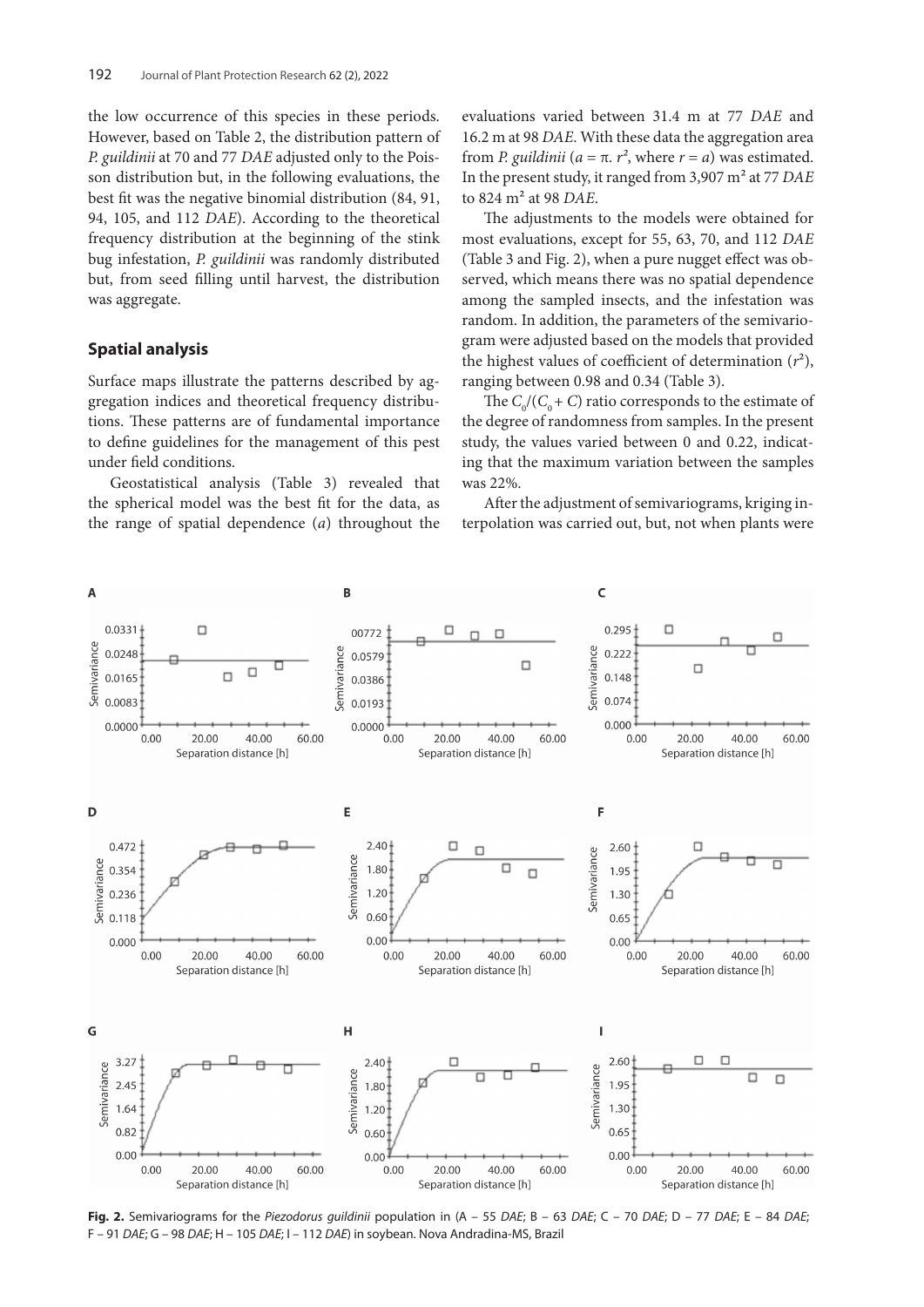the low occurrence of this species in these periods. However, based on Table 2, the distribution pattern of *P. guildinii* at 70 and 77 *DAE* adjusted only to the Poisson distribution but, in the following evaluations, the best fit was the negative binomial distribution (84, 91, 94, 105, and 112 *DAE*). According to the theoretical frequency distribution at the beginning of the stink bug infestation, *P. guildinii* was randomly distributed but, from seed filling until harvest, the distribution was aggregate.

## Spatial analysis

Surface maps illustrate the patterns described by aggregation indices and theoretical frequency distributions. These patterns are of fundamental importance to define guidelines for the management of this pest under field conditions.

Geostatistical analysis (Table 3) revealed that the spherical model was the best fit for the data, as the range of spatial dependence (*a*) throughout the evaluations varied between 31.4 m at 77 *DAE* and 16.2 m at 98 *DAE*. With these data the aggregation area from *P. guildinii* ($a = \pi . r^2$, where $r = a$) was estimated. In the present study, it ranged from 3,907 m² at 77 *DAE* to 824 m² at 98 *DAE*.

The adjustments to the models were obtained for most evaluations, except for 55, 63, 70, and 112 *DAE* (Table 3 and Fig. 2), when a pure nugget effect was observed, which means there was no spatial dependence among the sampled insects, and the infestation was random. In addition, the parameters of the semivariogram were adjusted based on the models that provided the highest values of coefficient of determination ($r^2$), ranging between 0.98 and 0.34 (Table 3).

The $C_0/(C_0 + C)$ ratio corresponds to the estimate of the degree of randomness from samples. In the present study, the values varied between 0 and 0.22, indicating that the maximum variation between the samples was 22%.

After the adjustment of semivariograms, kriging interpolation was carried out, but, not when plants were

**Fig. 2.** Semivariograms for the *Piezodorus guildinii* population in (A – 55 *DAE*; B – 63 *DAE*; C – 70 *DAE*; D – 77 *DAE*; E – 84 *DAE*; F – 91 *DAE*; G – 98 *DAE*; H – 105 *DAE*; I – 112 *DAE*) in soybean. Nova Andradina-MS, Brazil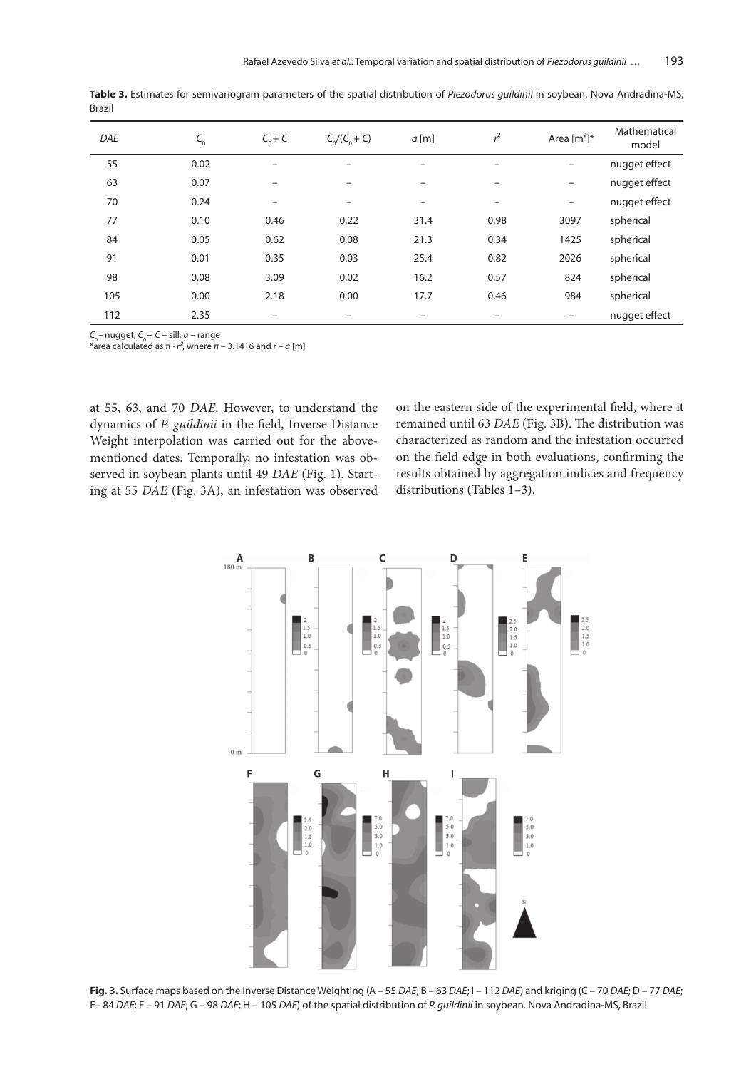**Table 3.** Estimates for semivariogram parameters of the spatial distribution of *Piezodorus guildinii* in soybean. Nova Andradina-MS, Brazil

| *DAE* | $C_0$ | $C_0 + C$ | $C_0/(C_0 + C)$ | $a$ [m] | $r^2$ | Area [m$^2$]* | Mathematical model |
|---|---|---|---|---|---|---|---|
| 55 | 0.02 | – | – | – | – | – | nugget effect |
| 63 | 0.07 | – | – | – | – | – | nugget effect |
| 70 | 0.24 | – | – | – | – | – | nugget effect |
| 77 | 0.10 | 0.46 | 0.22 | 31.4 | 0.98 | 3097 | spherical |
| 84 | 0.05 | 0.62 | 0.08 | 21.3 | 0.34 | 1425 | spherical |
| 91 | 0.01 | 0.35 | 0.03 | 25.4 | 0.82 | 2026 | spherical |
| 98 | 0.08 | 3.09 | 0.02 | 16.2 | 0.57 | 824 | spherical |
| 105 | 0.00 | 2.18 | 0.00 | 17.7 | 0.46 | 984 | spherical |
| 112 | 2.35 | – | – | – | – | – | nugget effect |

$C_0$ – nugget; $C_0 + C$ – sill; $a$ – range
*area calculated as $\pi \cdot r^2$, where $\pi$ – 3.1416 and $r$ – $a$ [m]

at 55, 63, and 70 *DAE*. However, to understand the dynamics of *P. guildinii* in the field, Inverse Distance Weight interpolation was carried out for the above-mentioned dates. Temporally, no infestation was observed in soybean plants until 49 *DAE* (Fig. 1). Starting at 55 *DAE* (Fig. 3A), an infestation was observed on the eastern side of the experimental field, where it remained until 63 *DAE* (Fig. 3B). The distribution was characterized as random and the infestation occurred on the field edge in both evaluations, confirming the results obtained by aggregation indices and frequency distributions (Tables 1–3).

**Fig. 3.** Surface maps based on the Inverse Distance Weighting (A – 55 *DAE*; B – 63 *DAE*; I – 112 *DAE*) and kriging (C – 70 *DAE*; D – 77 *DAE*; E– 84 *DAE*; F – 91 *DAE*; G – 98 *DAE*; H – 105 *DAE*) of the spatial distribution of *P. guildinii* in soybean. Nova Andradina-MS, Brazil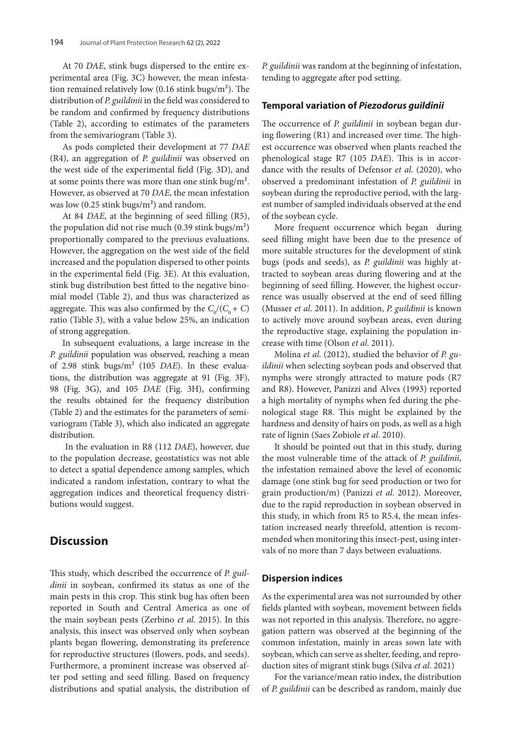At 70 *DAE*, stink bugs dispersed to the entire experimental area (Fig. 3C) however, the mean infestation remained relatively low (0.16 stink bugs/m²). The distribution of *P. guildinii* in the field was considered to be random and confirmed by frequency distributions (Table 2), according to estimates of the parameters from the semivariogram (Table 3).

As pods completed their development at 77 *DAE* (R4), an aggregation of *P. guildinii* was observed on the west side of the experimental field (Fig. 3D), and at some points there was more than one stink bug/m². However, as observed at 70 *DAE*, the mean infestation was low (0.25 stink bugs/m²) and random.

At 84 *DAE*, at the beginning of seed filling (R5), the population did not rise much (0.39 stink bugs/m²) proportionally compared to the previous evaluations. However, the aggregation on the west side of the field increased and the population dispersed to other points in the experimental field (Fig. 3E). At this evaluation, stink bug distribution best fitted to the negative binomial model (Table 2), and thus was characterized as aggregate. This was also confirmed by the $C_0/(C_0 + C)$ ratio (Table 3), with a value below 25%, an indication of strong aggregation.

In subsequent evaluations, a large increase in the *P. guildinii* population was observed, reaching a mean of 2.98 stink bugs/m² (105 *DAE*). In these evaluations, the distribution was aggregate at 91 (Fig. 3F), 98 (Fig. 3G), and 105 *DAE* (Fig. 3H), confirming the results obtained for the frequency distribution (Table 2) and the estimates for the parameters of semivariogram (Table 3), which also indicated an aggregate distribution.

In the evaluation in R8 (112 *DAE*), however, due to the population decrease, geostatistics was not able to detect a spatial dependence among samples, which indicated a random infestation, contrary to what the aggregation indices and theoretical frequency distributions would suggest.

## Discussion

This study, which described the occurrence of *P. guildinii* in soybean, confirmed its status as one of the main pests in this crop. This stink bug has often been reported in South and Central America as one of the main soybean pests (Zerbino *et al*. 2015). In this analysis, this insect was observed only when soybean plants began flowering, demonstrating its preference for reproductive structures (flowers, pods, and seeds). Furthermore, a prominent increase was observed after pod setting and seed filling. Based on frequency distributions and spatial analysis, the distribution of *P. guildinii* was random at the beginning of infestation, tending to aggregate after pod setting.

### Temporal variation of *Piezodorus guildinii*

The occurrence of *P. guildinii* in soybean began during flowering (R1) and increased over time. The highest occurrence was observed when plants reached the phenological stage R7 (105 *DAE*). This is in accordance with the results of Defensor *et al.* (2020), who observed a predominant infestation of *P. guildinii* in soybean during the reproductive period, with the largest number of sampled individuals observed at the end of the soybean cycle.

More frequent occurrence which began during seed filling might have been due to the presence of more suitable structures for the development of stink bugs (pods and seeds), as *P. guildinii* was highly attracted to soybean areas during flowering and at the beginning of seed filling. However, the highest occurrence was usually observed at the end of seed filling (Musser *et al*. 2011). In addition, *P. guildinii* is known to actively move around soybean areas, even during the reproductive stage, explaining the population increase with time (Olson *et al*. 2011).

Molina *et al*. (2012), studied the behavior of *P. guildinii* when selecting soybean pods and observed that nymphs were strongly attracted to mature pods (R7 and R8). However, Panizzi and Alves (1993) reported a high mortality of nymphs when fed during the phenological stage R8. This might be explained by the hardness and density of hairs on pods, as well as a high rate of lignin (Saes Zobiole *et al*. 2010).

It should be pointed out that in this study, during the most vulnerable time of the attack of *P. guildinii*, the infestation remained above the level of economic damage (one stink bug for seed production or two for grain production/m) (Panizzi *et al*. 2012). Moreover, due to the rapid reproduction in soybean observed in this study, in which from R5 to R5.4, the mean infestation increased nearly threefold, attention is recommended when monitoring this insect-pest, using intervals of no more than 7 days between evaluations.

### Dispersion indices

As the experimental area was not surrounded by other fields planted with soybean, movement between fields was not reported in this analysis. Therefore, no aggregation pattern was observed at the beginning of the common infestation, mainly in areas sown late with soybean, which can serve as shelter, feeding, and reproduction sites of migrant stink bugs (Silva *et al*. 2021)

For the variance/mean ratio index, the distribution of *P. guildinii* can be described as random, mainly due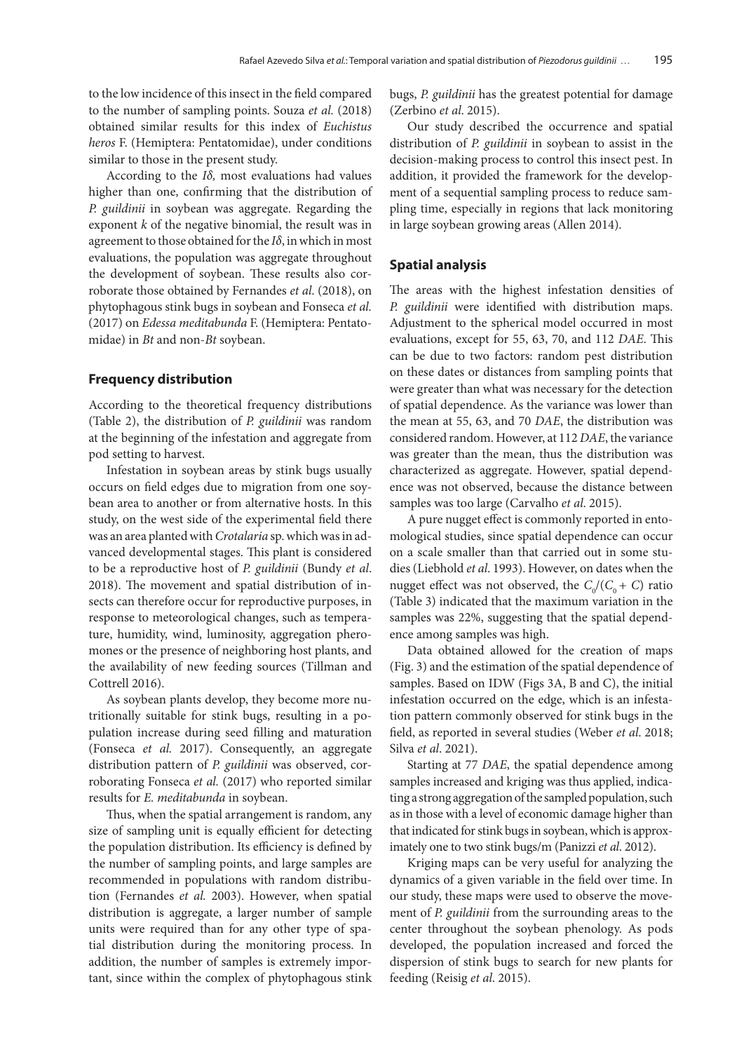to the low incidence of this insect in the field compared to the number of sampling points. Souza *et al.* (2018) obtained similar results for this index of *Euchistus heros* F. (Hemiptera: Pentatomidae), under conditions similar to those in the present study.

According to the *Iδ,* most evaluations had values higher than one, confirming that the distribution of *P. guildinii* in soybean was aggregate. Regarding the exponent *k* of the negative binomial, the result was in agreement to those obtained for the *Iδ*, in which in most evaluations, the population was aggregate throughout the development of soybean. These results also corroborate those obtained by Fernandes *et al.* (2018), on phytophagous stink bugs in soybean and Fonseca *et al.* (2017) on *Edessa meditabunda* F. (Hemiptera: Pentatomidae) in *Bt* and non-*Bt* soybean.

## Frequency distribution

According to the theoretical frequency distributions (Table 2), the distribution of *P. guildinii* was random at the beginning of the infestation and aggregate from pod setting to harvest.

Infestation in soybean areas by stink bugs usually occurs on field edges due to migration from one soybean area to another or from alternative hosts. In this study, on the west side of the experimental field there was an area planted with *Crotalaria* sp. which was in advanced developmental stages. This plant is considered to be a reproductive host of *P. guildinii* (Bundy *et al.* 2018). The movement and spatial distribution of insects can therefore occur for reproductive purposes, in response to meteorological changes, such as temperature, humidity, wind, luminosity, aggregation pheromones or the presence of neighboring host plants, and the availability of new feeding sources (Tillman and Cottrell 2016).

As soybean plants develop, they become more nutritionally suitable for stink bugs, resulting in a population increase during seed filling and maturation (Fonseca *et al.* 2017). Consequently, an aggregate distribution pattern of *P. guildinii* was observed, corroborating Fonseca *et al.* (2017) who reported similar results for *E. meditabunda* in soybean.

Thus, when the spatial arrangement is random, any size of sampling unit is equally efficient for detecting the population distribution. Its efficiency is defined by the number of sampling points, and large samples are recommended in populations with random distribution (Fernandes *et al.* 2003). However, when spatial distribution is aggregate, a larger number of sample units were required than for any other type of spatial distribution during the monitoring process. In addition, the number of samples is extremely important, since within the complex of phytophagous stink bugs, *P. guildinii* has the greatest potential for damage (Zerbino *et al.* 2015).

Our study described the occurrence and spatial distribution of *P. guildinii* in soybean to assist in the decision-making process to control this insect pest. In addition, it provided the framework for the development of a sequential sampling process to reduce sampling time, especially in regions that lack monitoring in large soybean growing areas (Allen 2014).

## Spatial analysis

The areas with the highest infestation densities of *P. guildinii* were identified with distribution maps. Adjustment to the spherical model occurred in most evaluations, except for 55, 63, 70, and 112 *DAE*. This can be due to two factors: random pest distribution on these dates or distances from sampling points that were greater than what was necessary for the detection of spatial dependence. As the variance was lower than the mean at 55, 63, and 70 *DAE*, the distribution was considered random. However, at 112 *DAE*, the variance was greater than the mean, thus the distribution was characterized as aggregate. However, spatial dependence was not observed, because the distance between samples was too large (Carvalho *et al.* 2015).

A pure nugget effect is commonly reported in entomological studies, since spatial dependence can occur on a scale smaller than that carried out in some studies (Liebhold *et al.* 1993). However, on dates when the nugget effect was not observed, the $C_0/(C_0 + C)$ ratio (Table 3) indicated that the maximum variation in the samples was 22%, suggesting that the spatial dependence among samples was high.

Data obtained allowed for the creation of maps (Fig. 3) and the estimation of the spatial dependence of samples. Based on IDW (Figs 3A, B and C), the initial infestation occurred on the edge, which is an infestation pattern commonly observed for stink bugs in the field, as reported in several studies (Weber *et al.* 2018; Silva *et al.* 2021).

Starting at 77 *DAE*, the spatial dependence among samples increased and kriging was thus applied, indicating a strong aggregation of the sampled population, such as in those with a level of economic damage higher than that indicated for stink bugs in soybean, which is approximately one to two stink bugs/m (Panizzi *et al.* 2012).

Kriging maps can be very useful for analyzing the dynamics of a given variable in the field over time. In our study, these maps were used to observe the movement of *P. guildinii* from the surrounding areas to the center throughout the soybean phenology. As pods developed, the population increased and forced the dispersion of stink bugs to search for new plants for feeding (Reisig *et al.* 2015).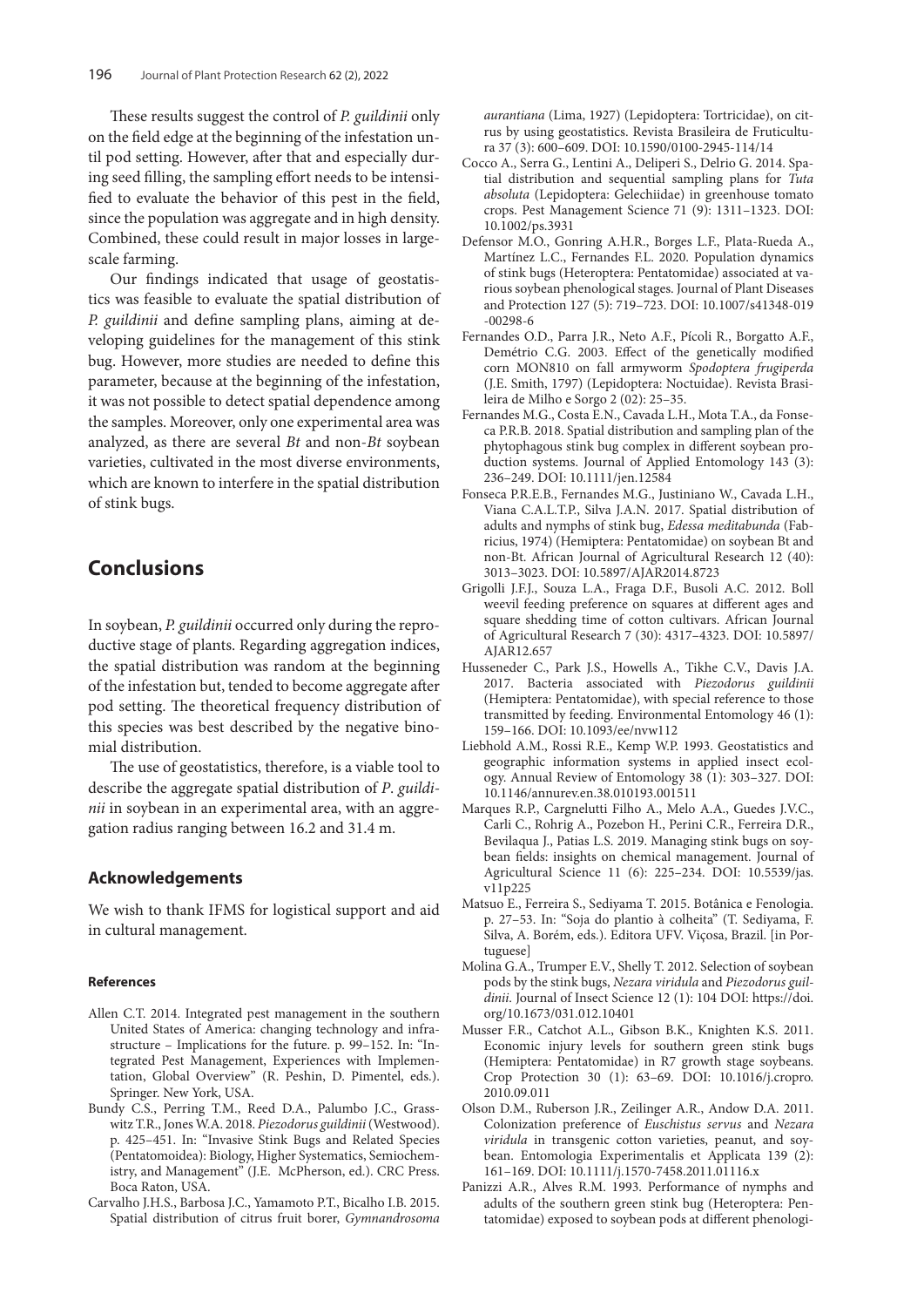These results suggest the control of *P. guildinii* only on the field edge at the beginning of the infestation until pod setting. However, after that and especially during seed filling, the sampling effort needs to be intensified to evaluate the behavior of this pest in the field, since the population was aggregate and in high density. Combined, these could result in major losses in large-scale farming.

Our findings indicated that usage of geostatistics was feasible to evaluate the spatial distribution of *P. guildinii* and define sampling plans, aiming at developing guidelines for the management of this stink bug. However, more studies are needed to define this parameter, because at the beginning of the infestation, it was not possible to detect spatial dependence among the samples. Moreover, only one experimental area was analyzed, as there are several *Bt* and non-*Bt* soybean varieties, cultivated in the most diverse environments, which are known to interfere in the spatial distribution of stink bugs.

## Conclusions

In soybean, *P. guildinii* occurred only during the reproductive stage of plants. Regarding aggregation indices, the spatial distribution was random at the beginning of the infestation but, tended to become aggregate after pod setting. The theoretical frequency distribution of this species was best described by the negative binomial distribution.

The use of geostatistics, therefore, is a viable tool to describe the aggregate spatial distribution of *P. guildinii* in soybean in an experimental area, with an aggregation radius ranging between 16.2 and 31.4 m.

### Acknowledgements

We wish to thank IFMS for logistical support and aid in cultural management.

#### References

Allen C.T. 2014. Integrated pest management in the southern United States of America: changing technology and infrastructure – Implications for the future. p. 99–152. In: "Integrated Pest Management, Experiences with Implementation, Global Overview" (R. Peshin, D. Pimentel, eds.). Springer. New York, USA.

Bundy C.S., Perring T.M., Reed D.A., Palumbo J.C., Grasswitz T.R., Jones W.A. 2018. *Piezodorus guildinii* (Westwood). p. 425–451. In: "Invasive Stink Bugs and Related Species (Pentatomoidea): Biology, Higher Systematics, Semiochemistry, and Management" (J.E. McPherson, ed.). CRC Press. Boca Raton, USA.

Carvalho J.H.S., Barbosa J.C., Yamamoto P.T., Bicalho I.B. 2015. Spatial distribution of citrus fruit borer, *Gymnandrosoma aurantiana* (Lima, 1927) (Lepidoptera: Tortricidae), on citrus by using geostatistics. Revista Brasileira de Fruticultura 37 (3): 600–609. DOI: 10.1590/0100-2945-114/14

Cocco A., Serra G., Lentini A., Deliperi S., Delrio G. 2014. Spatial distribution and sequential sampling plans for *Tuta absoluta* (Lepidoptera: Gelechiidae) in greenhouse tomato crops. Pest Management Science 71 (9): 1311–1323. DOI: 10.1002/ps.3931

Defensor M.O., Gonring A.H.R., Borges L.F., Plata-Rueda A., Martínez L.C., Fernandes F.L. 2020. Population dynamics of stink bugs (Heteroptera: Pentatomidae) associated at various soybean phenological stages. Journal of Plant Diseases and Protection 127 (5): 719–723. DOI: 10.1007/s41348-019-00298-6

Fernandes O.D., Parra J.R., Neto A.F., Pícoli R., Borgatto A.F., Demétrio C.G. 2003. Effect of the genetically modified corn MON810 on fall armyworm *Spodoptera frugiperda* (J.E. Smith, 1797) (Lepidoptera: Noctuidae). Revista Brasileira de Milho e Sorgo 2 (02): 25–35.

Fernandes M.G., Costa E.N., Cavada L.H., Mota T.A., da Fonseca P.R.B. 2018. Spatial distribution and sampling plan of the phytophagous stink bug complex in different soybean production systems. Journal of Applied Entomology 143 (3): 236–249. DOI: 10.1111/jen.12584

Fonseca P.R.E.B., Fernandes M.G., Justiniano W., Cavada L.H., Viana C.A.L.T.P., Silva J.A.N. 2017. Spatial distribution of adults and nymphs of stink bug, *Edessa meditabunda* (Fabricius, 1974) (Hemiptera: Pentatomidae) on soybean Bt and non-Bt. African Journal of Agricultural Research 12 (40): 3013–3023. DOI: 10.5897/AJAR2014.8723

Grigolli J.F.J., Souza L.A., Fraga D.F., Busoli A.C. 2012. Boll weevil feeding preference on squares at different ages and square shedding time of cotton cultivars. African Journal of Agricultural Research 7 (30): 4317–4323. DOI: 10.5897/AJAR12.657

Husseneder C., Park J.S., Howells A., Tikhe C.V., Davis J.A. 2017. Bacteria associated with *Piezodorus guildinii* (Hemiptera: Pentatomidae), with special reference to those transmitted by feeding. Environmental Entomology 46 (1): 159–166. DOI: 10.1093/ee/nvw112

Liebhold A.M., Rossi R.E., Kemp W.P. 1993. Geostatistics and geographic information systems in applied insect ecology. Annual Review of Entomology 38 (1): 303–327. DOI: 10.1146/annurev.en.38.010193.001511

Marques R.P., Cargnelutti Filho A., Melo A.A., Guedes J.V.C., Carli C., Rohrig A., Pozebon H., Perini C.R., Ferreira D.R., Bevilaqua J., Patias L.S. 2019. Managing stink bugs on soybean fields: insights on chemical management. Journal of Agricultural Science 11 (6): 225–234. DOI: 10.5539/jas.v11p225

Matsuo E., Ferreira S., Sediyama T. 2015. Botânica e Fenologia. p. 27–53. In: "Soja do plantio à colheita" (T. Sediyama, F. Silva, A. Borém, eds.). Editora UFV. Viçosa, Brazil. [in Portuguese]

Molina G.A., Trumper E.V., Shelly T. 2012. Selection of soybean pods by the stink bugs, *Nezara viridula* and *Piezodorus guildinii*. Journal of Insect Science 12 (1): 104 DOI: https://doi.org/10.1673/031.012.10401

Musser F.R., Catchot A.L., Gibson B.K., Knighten K.S. 2011. Economic injury levels for southern green stink bugs (Hemiptera: Pentatomidae) in R7 growth stage soybeans. Crop Protection 30 (1): 63–69. DOI: 10.1016/j.cropro.2010.09.011

Olson D.M., Ruberson J.R., Zeilinger A.R., Andow D.A. 2011. Colonization preference of *Euschistus servus* and *Nezara viridula* in transgenic cotton varieties, peanut, and soybean. Entomologia Experimentalis et Applicata 139 (2): 161–169. DOI: 10.1111/j.1570-7458.2011.01116.x

Panizzi A.R., Alves R.M. 1993. Performance of nymphs and adults of the southern green stink bug (Heteroptera: Pentatomidae) exposed to soybean pods at different phenologi-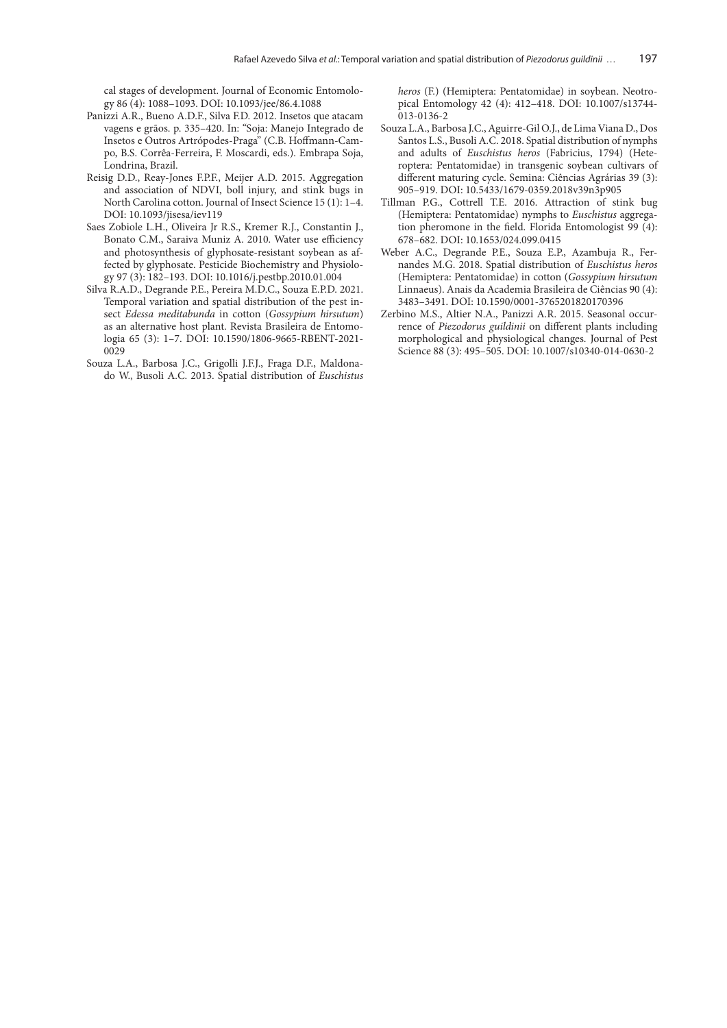cal stages of development. Journal of Economic Entomology 86 (4): 1088–1093. DOI: 10.1093/jee/86.4.1088

Panizzi A.R., Bueno A.D.F., Silva F.D. 2012. Insetos que atacam vagens e grãos. p. 335–420. In: "Soja: Manejo Integrado de Insetos e Outros Artrópodes-Praga" (C.B. Hoffmann-Campo, B.S. Corrêa-Ferreira, F. Moscardi, eds.). Embrapa Soja, Londrina, Brazil.

Reisig D.D., Reay-Jones F.P.F., Meijer A.D. 2015. Aggregation and association of NDVI, boll injury, and stink bugs in North Carolina cotton. Journal of Insect Science 15 (1): 1–4. DOI: 10.1093/jisesa/iev119

Saes Zobiole L.H., Oliveira Jr R.S., Kremer R.J., Constantin J., Bonato C.M., Saraiva Muniz A. 2010. Water use efficiency and photosynthesis of glyphosate-resistant soybean as affected by glyphosate. Pesticide Biochemistry and Physiology 97 (3): 182–193. DOI: 10.1016/j.pestbp.2010.01.004

Silva R.A.D., Degrande P.E., Pereira M.D.C., Souza E.P.D. 2021. Temporal variation and spatial distribution of the pest insect *Edessa meditabunda* in cotton (*Gossypium hirsutum*) as an alternative host plant. Revista Brasileira de Entomologia 65 (3): 1–7. DOI: 10.1590/1806-9665-RBENT-2021-0029

Souza L.A., Barbosa J.C., Grigolli J.F.J., Fraga D.F., Maldonado W., Busoli A.C. 2013. Spatial distribution of *Euschistus heros* (F.) (Hemiptera: Pentatomidae) in soybean. Neotropical Entomology 42 (4): 412–418. DOI: 10.1007/s13744-013-0136-2

Souza L.A., Barbosa J.C., Aguirre-Gil O.J., de Lima Viana D., Dos Santos L.S., Busoli A.C. 2018. Spatial distribution of nymphs and adults of *Euschistus heros* (Fabricius, 1794) (Heteroptera: Pentatomidae) in transgenic soybean cultivars of different maturing cycle. Semina: Ciências Agrárias 39 (3): 905–919. DOI: 10.5433/1679-0359.2018v39n3p905

Tillman P.G., Cottrell T.E. 2016. Attraction of stink bug (Hemiptera: Pentatomidae) nymphs to *Euschistus* aggregation pheromone in the field. Florida Entomologist 99 (4): 678–682. DOI: 10.1653/024.099.0415

Weber A.C., Degrande P.E., Souza E.P., Azambuja R., Fernandes M.G. 2018. Spatial distribution of *Euschistus heros* (Hemiptera: Pentatomidae) in cotton (*Gossypium hirsutum* Linnaeus). Anais da Academia Brasileira de Ciências 90 (4): 3483–3491. DOI: 10.1590/0001-3765201820170396

Zerbino M.S., Altier N.A., Panizzi A.R. 2015. Seasonal occurrence of *Piezodorus guildinii* on different plants including morphological and physiological changes. Journal of Pest Science 88 (3): 495–505. DOI: 10.1007/s10340-014-0630-2